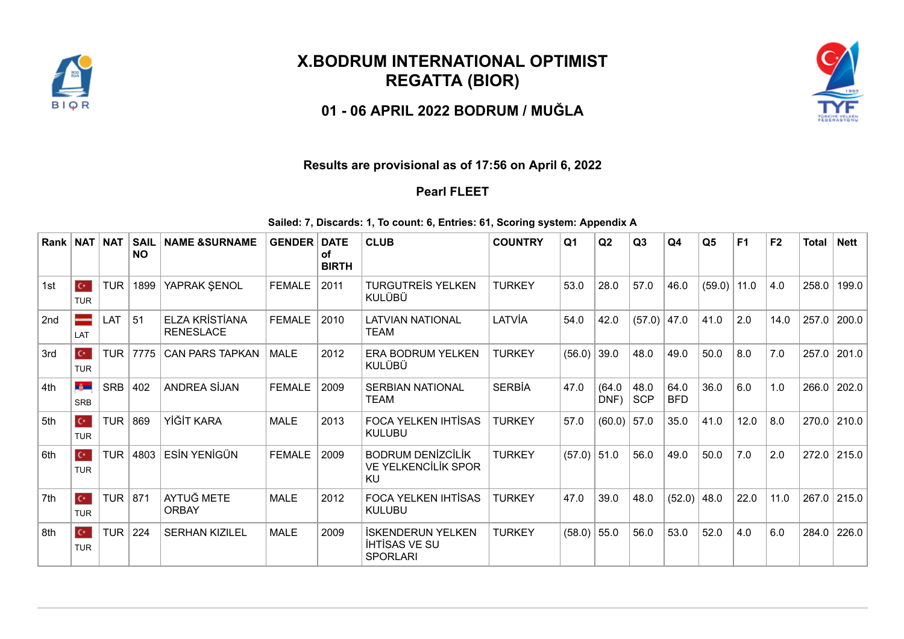# X.BODRUM INTERNATIONAL OPTIMIST REGATTA (BIOR)

## 01 - 06 APRIL 2022 BODRUM / MUĞLA

### Results are provisional as of 17:56 on April 6, 2022

### Pearl FLEET

**Sailed: 7, Discards: 1, To count: 6, Entries: 61, Scoring system: Appendix A**

| Rank | NAT | NAT | SAIL NO | NAME &SURNAME | GENDER | DATE of BIRTH | CLUB | COUNTRY | Q1 | Q2 | Q3 | Q4 | Q5 | F1 | F2 | Total | Nett |
|---|---|---|---|---|---|---|---|---|---|---|---|---|---|---|---|---|---|
| 1st | TUR | TUR | 1899 | YAPRAK ŞENOL | FEMALE | 2011 | TURGUTREİS YELKEN KULÜBÜ | TURKEY | 53.0 | 28.0 | 57.0 | 46.0 | (59.0) | 11.0 | 4.0 | 258.0 | 199.0 |
| 2nd | LAT | LAT | 51 | ELZA KRİSTİANA RENESLACE | FEMALE | 2010 | LATVIAN NATIONAL TEAM | LATVİA | 54.0 | 42.0 | (57.0) | 47.0 | 41.0 | 2.0 | 14.0 | 257.0 | 200.0 |
| 3rd | TUR | TUR | 7775 | CAN PARS TAPKAN | MALE | 2012 | ERA BODRUM YELKEN KULÜBÜ | TURKEY | (56.0) | 39.0 | 48.0 | 49.0 | 50.0 | 8.0 | 7.0 | 257.0 | 201.0 |
| 4th | SRB | SRB | 402 | ANDREA SİJAN | FEMALE | 2009 | SERBIAN NATIONAL TEAM | SERBİA | 47.0 | (64.0 DNF) | 48.0 SCP | 64.0 BFD | 36.0 | 6.0 | 1.0 | 266.0 | 202.0 |
| 5th | TUR | TUR | 869 | YİĞİT KARA | MALE | 2013 | FOCA YELKEN IHTİSAS KULUBU | TURKEY | 57.0 | (60.0) | 57.0 | 35.0 | 41.0 | 12.0 | 8.0 | 270.0 | 210.0 |
| 6th | TUR | TUR | 4803 | ESİN YENİGÜN | FEMALE | 2009 | BODRUM DENİZCİLİK VE YELKENCİLİK SPOR KU | TURKEY | (57.0) | 51.0 | 56.0 | 49.0 | 50.0 | 7.0 | 2.0 | 272.0 | 215.0 |
| 7th | TUR | TUR | 871 | AYTUĞ METE ORBAY | MALE | 2012 | FOCA YELKEN IHTİSAS KULUBU | TURKEY | 47.0 | 39.0 | 48.0 | (52.0) | 48.0 | 22.0 | 11.0 | 267.0 | 215.0 |
| 8th | TUR | TUR | 224 | SERHAN KIZILEL | MALE | 2009 | İSKENDERUN YELKEN İHTİSAS VE SU SPORLARI | TURKEY | (58.0) | 55.0 | 56.0 | 53.0 | 52.0 | 4.0 | 6.0 | 284.0 | 226.0 |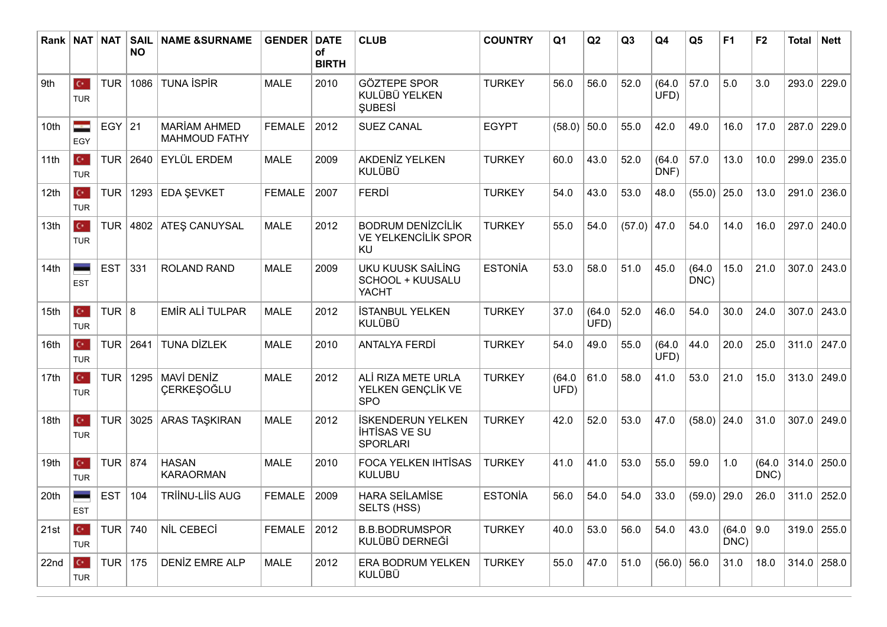| Rank | NAT | NAT | SAIL NO | NAME &SURNAME | GENDER | DATE of BIRTH | CLUB | COUNTRY | Q1 | Q2 | Q3 | Q4 | Q5 | F1 | F2 | Total | Nett |
|---|---|---|---|---|---|---|---|---|---|---|---|---|---|---|---|---|---|
| 9th | TUR | TUR | 1086 | TUNA İSPİR | MALE | 2010 | GÖZTEPE SPOR KULÜBÜ YELKEN ŞUBESİ | TURKEY | 56.0 | 56.0 | 52.0 | (64.0 UFD) | 57.0 | 5.0 | 3.0 | 293.0 | 229.0 |
| 10th | EGY | EGY | 21 | MARİAM AHMED MAHMOUD FATHY | FEMALE | 2012 | SUEZ CANAL | EGYPT | (58.0) | 50.0 | 55.0 | 42.0 | 49.0 | 16.0 | 17.0 | 287.0 | 229.0 |
| 11th | TUR | TUR | 2640 | EYLÜL ERDEM | MALE | 2009 | AKDENİZ YELKEN KULÜBÜ | TURKEY | 60.0 | 43.0 | 52.0 | (64.0 DNF) | 57.0 | 13.0 | 10.0 | 299.0 | 235.0 |
| 12th | TUR | TUR | 1293 | EDA ŞEVKET | FEMALE | 2007 | FERDİ | TURKEY | 54.0 | 43.0 | 53.0 | 48.0 | (55.0) | 25.0 | 13.0 | 291.0 | 236.0 |
| 13th | TUR | TUR | 4802 | ATEŞ CANUYSAL | MALE | 2012 | BODRUM DENİZCİLİK VE YELKENCİLİK SPOR KU | TURKEY | 55.0 | 54.0 | (57.0) | 47.0 | 54.0 | 14.0 | 16.0 | 297.0 | 240.0 |
| 14th | EST | EST | 331 | ROLAND RAND | MALE | 2009 | UKU KUUSK SAİLİNG SCHOOL + KUUSALU YACHT | ESTONİA | 53.0 | 58.0 | 51.0 | 45.0 | (64.0 DNC) | 15.0 | 21.0 | 307.0 | 243.0 |
| 15th | TUR | TUR | 8 | EMİR ALİ TULPAR | MALE | 2012 | İSTANBUL YELKEN KULÜBÜ | TURKEY | 37.0 | (64.0 UFD) | 52.0 | 46.0 | 54.0 | 30.0 | 24.0 | 307.0 | 243.0 |
| 16th | TUR | TUR | 2641 | TUNA DİZLEK | MALE | 2010 | ANTALYA FERDİ | TURKEY | 54.0 | 49.0 | 55.0 | (64.0 UFD) | 44.0 | 20.0 | 25.0 | 311.0 | 247.0 |
| 17th | TUR | TUR | 1295 | MAVİ DENİZ ÇERKEŞOĞLU | MALE | 2012 | ALİ RIZA METE URLA YELKEN GENÇLİK VE SPO | TURKEY | (64.0 UFD) | 61.0 | 58.0 | 41.0 | 53.0 | 21.0 | 15.0 | 313.0 | 249.0 |
| 18th | TUR | TUR | 3025 | ARAS TAŞKIRAN | MALE | 2012 | İSKENDERUN YELKEN İHTİSAS VE SU SPORLARI | TURKEY | 42.0 | 52.0 | 53.0 | 47.0 | (58.0) | 24.0 | 31.0 | 307.0 | 249.0 |
| 19th | TUR | TUR | 874 | HASAN KARAORMAN | MALE | 2010 | FOCA YELKEN IHTİSAS KULUBU | TURKEY | 41.0 | 41.0 | 53.0 | 55.0 | 59.0 | 1.0 | (64.0 DNC) | 314.0 | 250.0 |
| 20th | EST | EST | 104 | TRİİNU-LİİS AUG | FEMALE | 2009 | HARA SEİLAMİSE SELTS (HSS) | ESTONİA | 56.0 | 54.0 | 54.0 | 33.0 | (59.0) | 29.0 | 26.0 | 311.0 | 252.0 |
| 21st | TUR | TUR | 740 | NİL CEBECİ | FEMALE | 2012 | B.B.BODRUMSPOR KULÜBÜ DERNEĞİ | TURKEY | 40.0 | 53.0 | 56.0 | 54.0 | 43.0 | (64.0 DNC) | 9.0 | 319.0 | 255.0 |
| 22nd | TUR | TUR | 175 | DENİZ EMRE ALP | MALE | 2012 | ERA BODRUM YELKEN KULÜBÜ | TURKEY | 55.0 | 47.0 | 51.0 | (56.0) | 56.0 | 31.0 | 18.0 | 314.0 | 258.0 |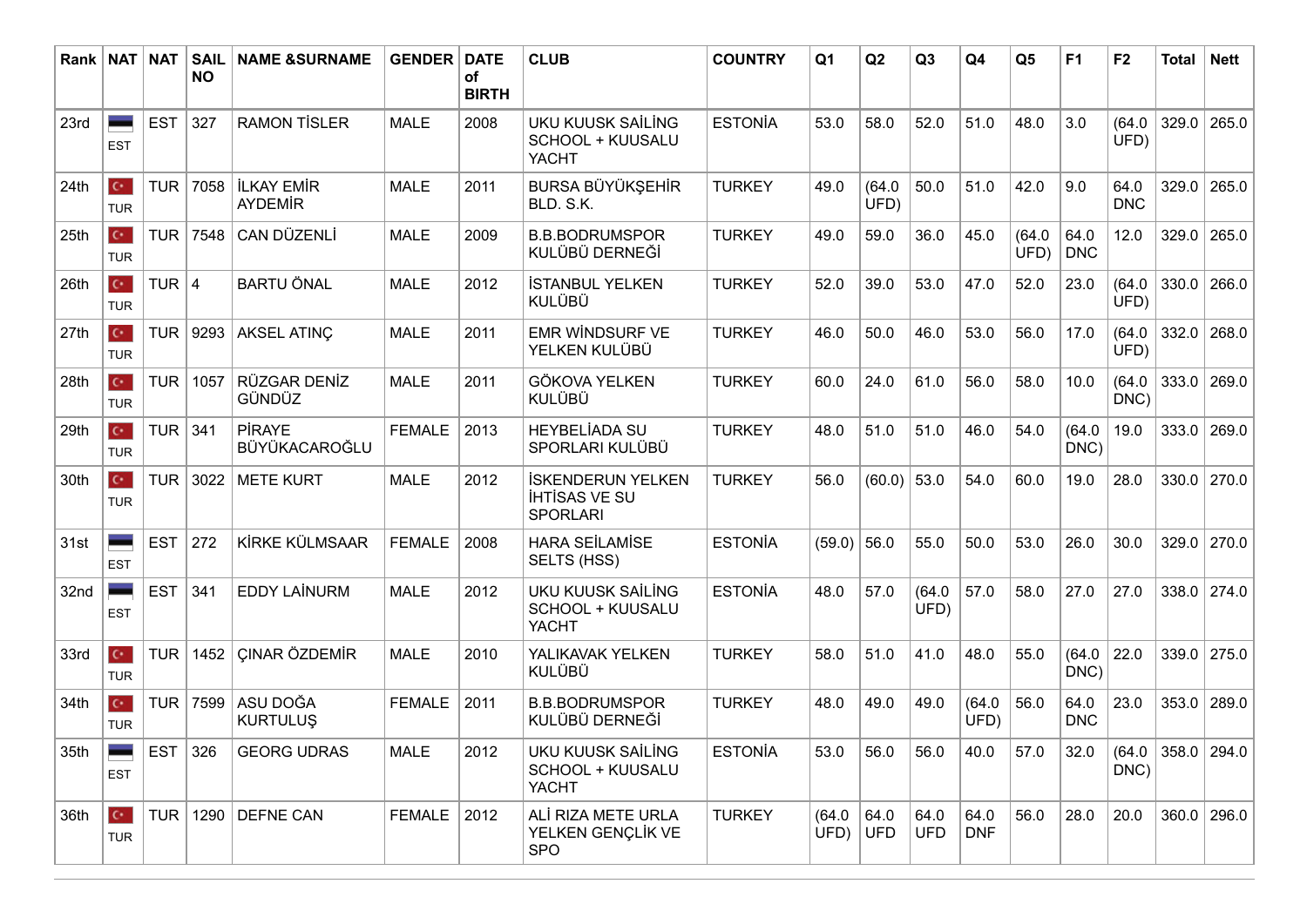| Rank | NAT | NAT | SAIL NO | NAME &SURNAME | GENDER | DATE of BIRTH | CLUB | COUNTRY | Q1 | Q2 | Q3 | Q4 | Q5 | F1 | F2 | Total | Nett |
|---|---|---|---|---|---|---|---|---|---|---|---|---|---|---|---|---|---|
| 23rd | EST | EST | 327 | RAMON TİSLER | MALE | 2008 | UKU KUUSK SAİLİNG SCHOOL + KUUSALU YACHT | ESTONİA | 53.0 | 58.0 | 52.0 | 51.0 | 48.0 | 3.0 | (64.0 UFD) | 329.0 | 265.0 |
| 24th | TUR | TUR | 7058 | İLKAY EMİR AYDEMİR | MALE | 2011 | BURSA BÜYÜKŞEHİR BLD. S.K. | TURKEY | 49.0 | (64.0 UFD) | 50.0 | 51.0 | 42.0 | 9.0 | 64.0 DNC | 329.0 | 265.0 |
| 25th | TUR | TUR | 7548 | CAN DÜZENLİ | MALE | 2009 | B.B.BODRUMSPOR KULÜBÜ DERNEĞİ | TURKEY | 49.0 | 59.0 | 36.0 | 45.0 | (64.0 UFD) | 64.0 DNC | 12.0 | 329.0 | 265.0 |
| 26th | TUR | TUR | 4 | BARTU ÖNAL | MALE | 2012 | İSTANBUL YELKEN KULÜBÜ | TURKEY | 52.0 | 39.0 | 53.0 | 47.0 | 52.0 | 23.0 | (64.0 UFD) | 330.0 | 266.0 |
| 27th | TUR | TUR | 9293 | AKSEL ATINÇ | MALE | 2011 | EMR WİNDSURF VE YELKEN KULÜBÜ | TURKEY | 46.0 | 50.0 | 46.0 | 53.0 | 56.0 | 17.0 | (64.0 UFD) | 332.0 | 268.0 |
| 28th | TUR | TUR | 1057 | RÜZGAR DENİZ GÜNDÜZ | MALE | 2011 | GÖKOVA YELKEN KULÜBÜ | TURKEY | 60.0 | 24.0 | 61.0 | 56.0 | 58.0 | 10.0 | (64.0 DNC) | 333.0 | 269.0 |
| 29th | TUR | TUR | 341 | PİRAYE BÜYÜKACAROĞLU | FEMALE | 2013 | HEYBELİADA SU SPORLARI KULÜBÜ | TURKEY | 48.0 | 51.0 | 51.0 | 46.0 | 54.0 | (64.0 DNC) | 19.0 | 333.0 | 269.0 |
| 30th | TUR | TUR | 3022 | METE KURT | MALE | 2012 | İSKENDERUN YELKEN İHTİSAS VE SU SPORLARI | TURKEY | 56.0 | (60.0) | 53.0 | 54.0 | 60.0 | 19.0 | 28.0 | 330.0 | 270.0 |
| 31st | EST | EST | 272 | KİRKE KÜLMSAAR | FEMALE | 2008 | HARA SEİLAMİSE SELTS (HSS) | ESTONİA | (59.0) | 56.0 | 55.0 | 50.0 | 53.0 | 26.0 | 30.0 | 329.0 | 270.0 |
| 32nd | EST | EST | 341 | EDDY LAİNURM | MALE | 2012 | UKU KUUSK SAİLİNG SCHOOL + KUUSALU YACHT | ESTONİA | 48.0 | 57.0 | (64.0 UFD) | 57.0 | 58.0 | 27.0 | 27.0 | 338.0 | 274.0 |
| 33rd | TUR | TUR | 1452 | ÇINAR ÖZDEMİR | MALE | 2010 | YALIKAVAK YELKEN KULÜBÜ | TURKEY | 58.0 | 51.0 | 41.0 | 48.0 | 55.0 | (64.0 DNC) | 22.0 | 339.0 | 275.0 |
| 34th | TUR | TUR | 7599 | ASU DOĞA KURTULUŞ | FEMALE | 2011 | B.B.BODRUMSPOR KULÜBÜ DERNEĞİ | TURKEY | 48.0 | 49.0 | 49.0 | (64.0 UFD) | 56.0 | 64.0 DNC | 23.0 | 353.0 | 289.0 |
| 35th | EST | EST | 326 | GEORG UDRAS | MALE | 2012 | UKU KUUSK SAİLİNG SCHOOL + KUUSALU YACHT | ESTONİA | 53.0 | 56.0 | 56.0 | 40.0 | 57.0 | 32.0 | (64.0 DNC) | 358.0 | 294.0 |
| 36th | TUR | TUR | 1290 | DEFNE CAN | FEMALE | 2012 | ALİ RIZA METE URLA YELKEN GENÇLİK VE SPO | TURKEY | (64.0 UFD) | 64.0 UFD | 64.0 UFD | 64.0 DNF | 56.0 | 28.0 | 20.0 | 360.0 | 296.0 |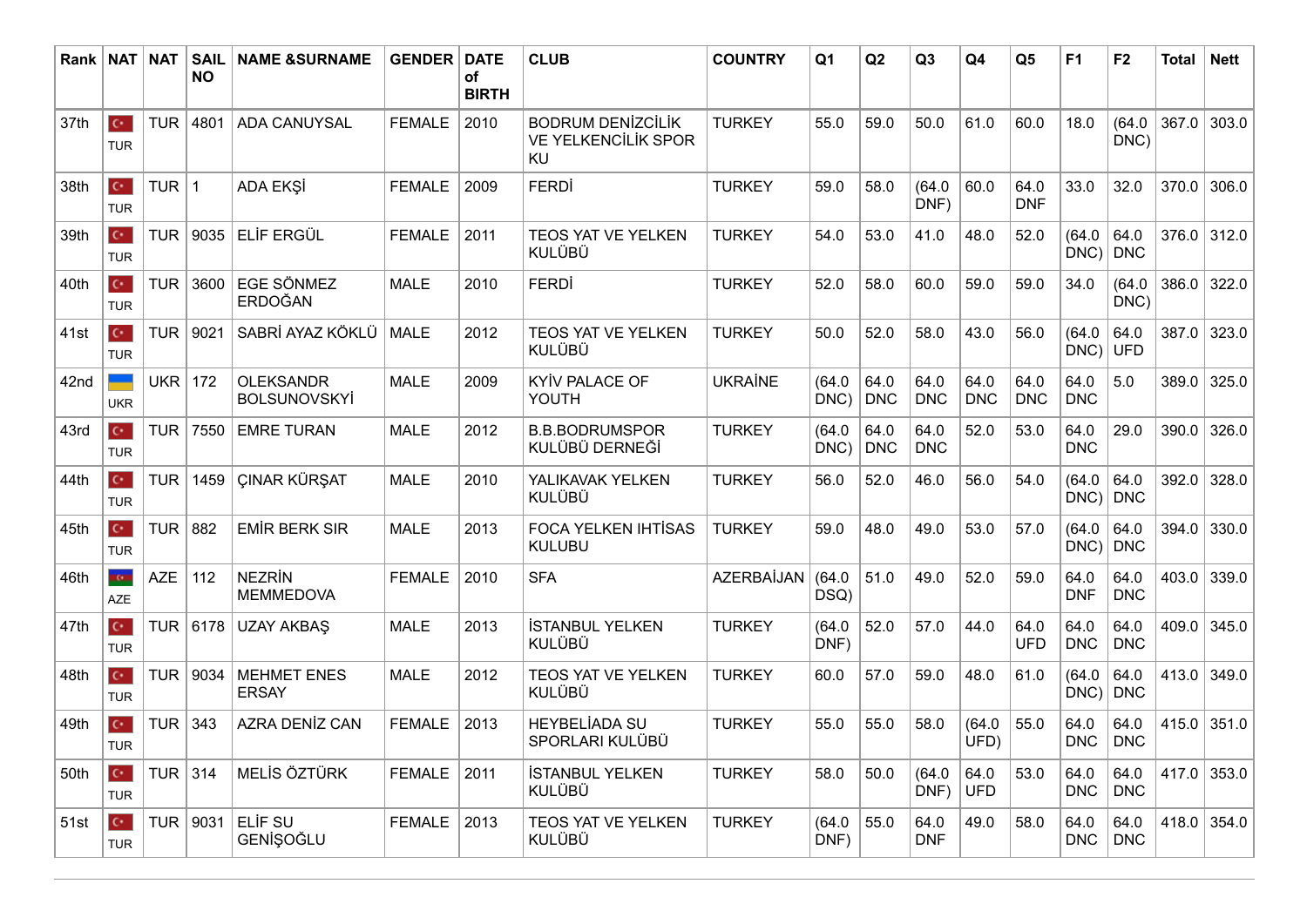| Rank | NAT | NAT | SAIL NO | NAME &SURNAME | GENDER | DATE of BIRTH | CLUB | COUNTRY | Q1 | Q2 | Q3 | Q4 | Q5 | F1 | F2 | Total | Nett |
|---|---|---|---|---|---|---|---|---|---|---|---|---|---|---|---|---|---|
| 37th | TUR | TUR | 4801 | ADA CANUYSAL | FEMALE | 2010 | BODRUM DENİZCİLİK VE YELKENCİLİK SPOR KU | TURKEY | 55.0 | 59.0 | 50.0 | 61.0 | 60.0 | 18.0 | (64.0 DNC) | 367.0 | 303.0 |
| 38th | TUR | TUR | 1 | ADA EKŞİ | FEMALE | 2009 | FERDİ | TURKEY | 59.0 | 58.0 | (64.0 DNF) | 60.0 | 64.0 DNF | 33.0 | 32.0 | 370.0 | 306.0 |
| 39th | TUR | TUR | 9035 | ELİF ERGÜL | FEMALE | 2011 | TEOS YAT VE YELKEN KULÜBÜ | TURKEY | 54.0 | 53.0 | 41.0 | 48.0 | 52.0 | (64.0 DNC) | 64.0 DNC | 376.0 | 312.0 |
| 40th | TUR | TUR | 3600 | EGE SÖNMEZ ERDOĞAN | MALE | 2010 | FERDİ | TURKEY | 52.0 | 58.0 | 60.0 | 59.0 | 59.0 | 34.0 | (64.0 DNC) | 386.0 | 322.0 |
| 41st | TUR | TUR | 9021 | SABRİ AYAZ KÖKLÜ | MALE | 2012 | TEOS YAT VE YELKEN KULÜBÜ | TURKEY | 50.0 | 52.0 | 58.0 | 43.0 | 56.0 | (64.0 DNC) | 64.0 UFD | 387.0 | 323.0 |
| 42nd | UKR | UKR | 172 | OLEKSANDR BOLSUNOVSKYİ | MALE | 2009 | KYİV PALACE OF YOUTH | UKRAİNE | (64.0 DNC) | 64.0 DNC | 64.0 DNC | 64.0 DNC | 64.0 DNC | 64.0 DNC | 5.0 | 389.0 | 325.0 |
| 43rd | TUR | TUR | 7550 | EMRE TURAN | MALE | 2012 | B.B.BODRUMSPOR KULÜBÜ DERNEĞİ | TURKEY | (64.0 DNC) | 64.0 DNC | 64.0 DNC | 52.0 | 53.0 | 64.0 DNC | 29.0 | 390.0 | 326.0 |
| 44th | TUR | TUR | 1459 | ÇINAR KÜRŞAT | MALE | 2010 | YALIKAVAK YELKEN KULÜBÜ | TURKEY | 56.0 | 52.0 | 46.0 | 56.0 | 54.0 | (64.0 DNC) | 64.0 DNC | 392.0 | 328.0 |
| 45th | TUR | TUR | 882 | EMİR BERK SIR | MALE | 2013 | FOCA YELKEN IHTİSAS KULUBU | TURKEY | 59.0 | 48.0 | 49.0 | 53.0 | 57.0 | (64.0 DNC) | 64.0 DNC | 394.0 | 330.0 |
| 46th | AZE | AZE | 112 | NEZRİN MEMMEDOVA | FEMALE | 2010 | SFA | AZERBAİJAN | (64.0 DSQ) | 51.0 | 49.0 | 52.0 | 59.0 | 64.0 DNF | 64.0 DNC | 403.0 | 339.0 |
| 47th | TUR | TUR | 6178 | UZAY AKBAŞ | MALE | 2013 | İSTANBUL YELKEN KULÜBÜ | TURKEY | (64.0 DNF) | 52.0 | 57.0 | 44.0 | 64.0 UFD | 64.0 DNC | 64.0 DNC | 409.0 | 345.0 |
| 48th | TUR | TUR | 9034 | MEHMET ENES ERSAY | MALE | 2012 | TEOS YAT VE YELKEN KULÜBÜ | TURKEY | 60.0 | 57.0 | 59.0 | 48.0 | 61.0 | (64.0 DNC) | 64.0 DNC | 413.0 | 349.0 |
| 49th | TUR | TUR | 343 | AZRA DENİZ CAN | FEMALE | 2013 | HEYBELİADA SU SPORLARI KULÜBÜ | TURKEY | 55.0 | 55.0 | 58.0 | (64.0 UFD) | 55.0 | 64.0 DNC | 64.0 DNC | 415.0 | 351.0 |
| 50th | TUR | TUR | 314 | MELİS ÖZTÜRK | FEMALE | 2011 | İSTANBUL YELKEN KULÜBÜ | TURKEY | 58.0 | 50.0 | (64.0 DNF) | 64.0 UFD | 53.0 | 64.0 DNC | 64.0 DNC | 417.0 | 353.0 |
| 51st | TUR | TUR | 9031 | ELİF SU GENİŞOĞLU | FEMALE | 2013 | TEOS YAT VE YELKEN KULÜBÜ | TURKEY | (64.0 DNF) | 55.0 | 64.0 DNF | 49.0 | 58.0 | 64.0 DNC | 64.0 DNC | 418.0 | 354.0 |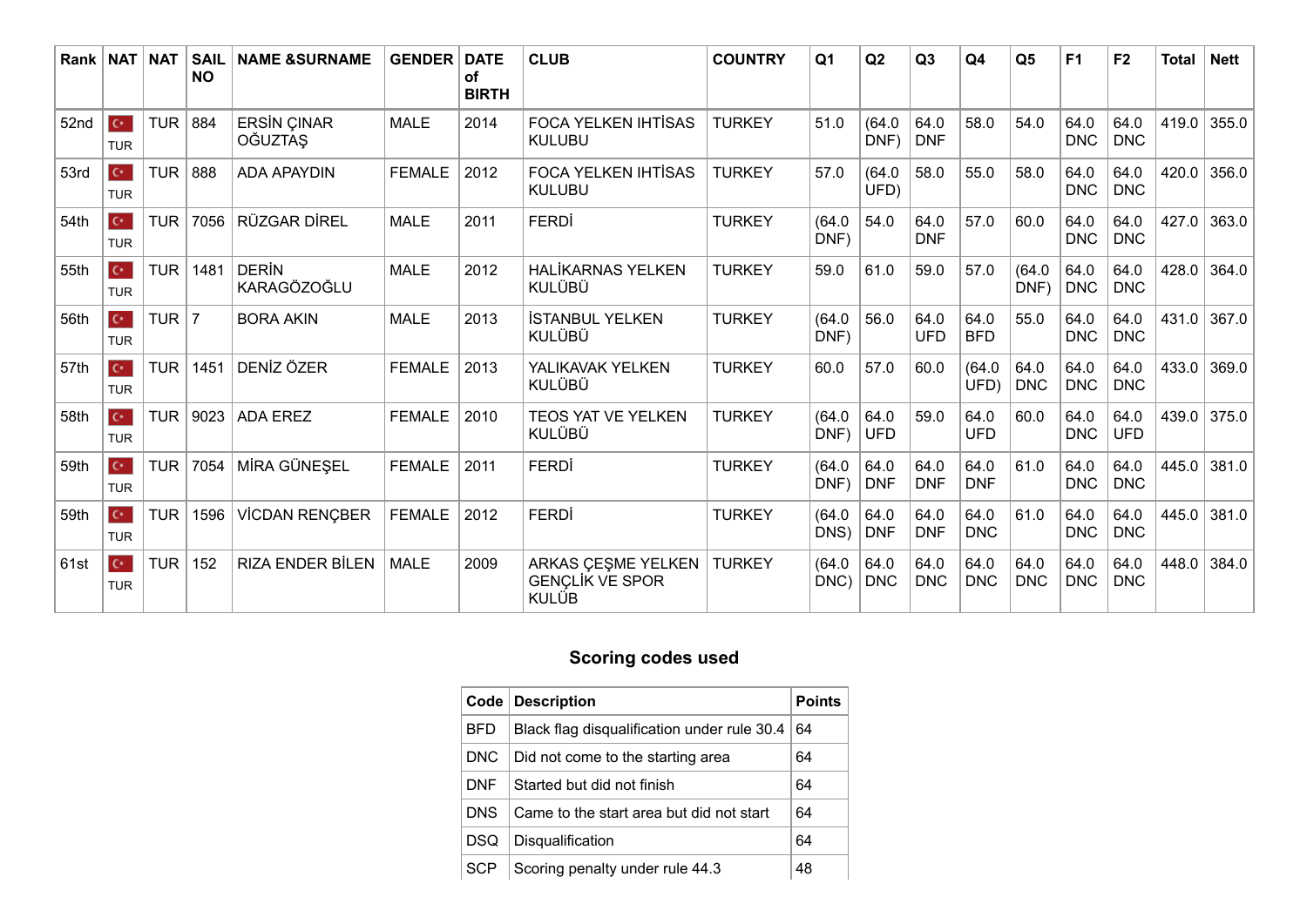| Rank | NAT | NAT | SAIL NO | NAME &SURNAME | GENDER | DATE of BIRTH | CLUB | COUNTRY | Q1 | Q2 | Q3 | Q4 | Q5 | F1 | F2 | Total | Nett |
|---|---|---|---|---|---|---|---|---|---|---|---|---|---|---|---|---|---|
| 52nd | TUR | TUR | 884 | ERSİN ÇINAR OĞUZTAŞ | MALE | 2014 | FOCA YELKEN IHTİSAS KULUBU | TURKEY | 51.0 | (64.0 DNF) | 64.0 DNF | 58.0 | 54.0 | 64.0 DNC | 64.0 DNC | 419.0 | 355.0 |
| 53rd | TUR | TUR | 888 | ADA APAYDIN | FEMALE | 2012 | FOCA YELKEN IHTİSAS KULUBU | TURKEY | 57.0 | (64.0 UFD) | 58.0 | 55.0 | 58.0 | 64.0 DNC | 64.0 DNC | 420.0 | 356.0 |
| 54th | TUR | TUR | 7056 | RÜZGAR DİREL | MALE | 2011 | FERDİ | TURKEY | (64.0 DNF) | 54.0 | 64.0 DNF | 57.0 | 60.0 | 64.0 DNC | 64.0 DNC | 427.0 | 363.0 |
| 55th | TUR | TUR | 1481 | DERİN KARAGÖZOĞLU | MALE | 2012 | HALİKARNAS YELKEN KULÜBÜ | TURKEY | 59.0 | 61.0 | 59.0 | 57.0 | (64.0 DNF) | 64.0 DNC | 64.0 DNC | 428.0 | 364.0 |
| 56th | TUR | TUR | 7 | BORA AKIN | MALE | 2013 | İSTANBUL YELKEN KULÜBÜ | TURKEY | (64.0 DNF) | 56.0 | 64.0 UFD | 64.0 BFD | 55.0 | 64.0 DNC | 64.0 DNC | 431.0 | 367.0 |
| 57th | TUR | TUR | 1451 | DENİZ ÖZER | FEMALE | 2013 | YALIKAVAK YELKEN KULÜBÜ | TURKEY | 60.0 | 57.0 | 60.0 | (64.0 UFD) | 64.0 DNC | 64.0 DNC | 64.0 DNC | 433.0 | 369.0 |
| 58th | TUR | TUR | 9023 | ADA EREZ | FEMALE | 2010 | TEOS YAT VE YELKEN KULÜBÜ | TURKEY | (64.0 DNF) | 64.0 UFD | 59.0 | 64.0 UFD | 60.0 | 64.0 DNC | 64.0 UFD | 439.0 | 375.0 |
| 59th | TUR | TUR | 7054 | MİRA GÜNEŞEL | FEMALE | 2011 | FERDİ | TURKEY | (64.0 DNF) | 64.0 DNF | 64.0 DNF | 64.0 DNF | 61.0 | 64.0 DNC | 64.0 DNC | 445.0 | 381.0 |
| 59th | TUR | TUR | 1596 | VİCDAN RENÇBER | FEMALE | 2012 | FERDİ | TURKEY | (64.0 DNS) | 64.0 DNF | 64.0 DNF | 64.0 DNC | 61.0 | 64.0 DNC | 64.0 DNC | 445.0 | 381.0 |
| 61st | TUR | TUR | 152 | RIZA ENDER BİLEN | MALE | 2009 | ARKAS ÇEŞME YELKEN GENÇLİK VE SPOR KULÜB | TURKEY | (64.0 DNC) | 64.0 DNC | 64.0 DNC | 64.0 DNC | 64.0 DNC | 64.0 DNC | 64.0 DNC | 448.0 | 384.0 |

## Scoring codes used

| Code | Description | Points |
|---|---|---|
| BFD | Black flag disqualification under rule 30.4 | 64 |
| DNC | Did not come to the starting area | 64 |
| DNF | Started but did not finish | 64 |
| DNS | Came to the start area but did not start | 64 |
| DSQ | Disqualification | 64 |
| SCP | Scoring penalty under rule 44.3 | 48 |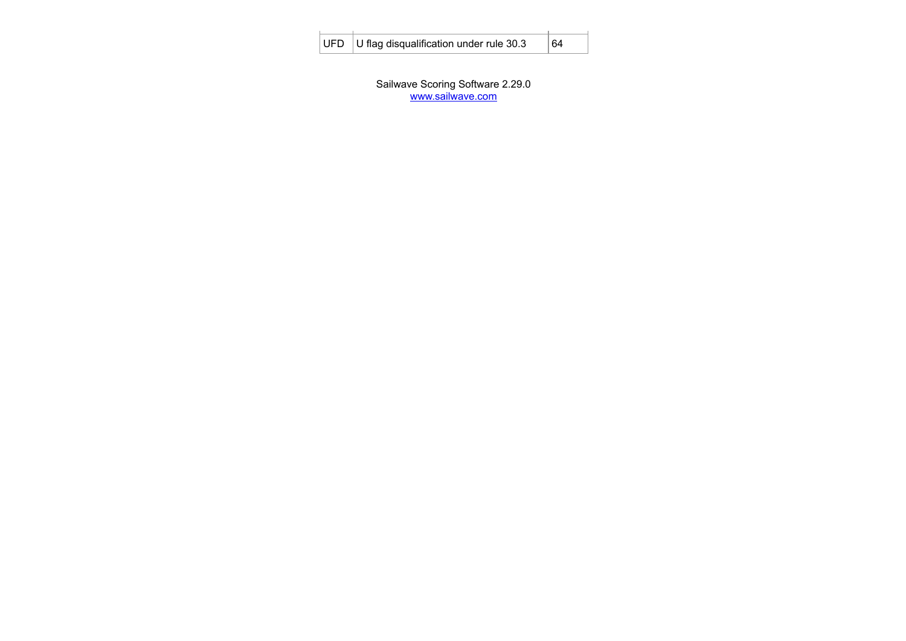| | | |
|---|---|---|
| UFD | U flag disqualification under rule 30.3 | 64 |

Sailwave Scoring Software 2.29.0
www.sailwave.com